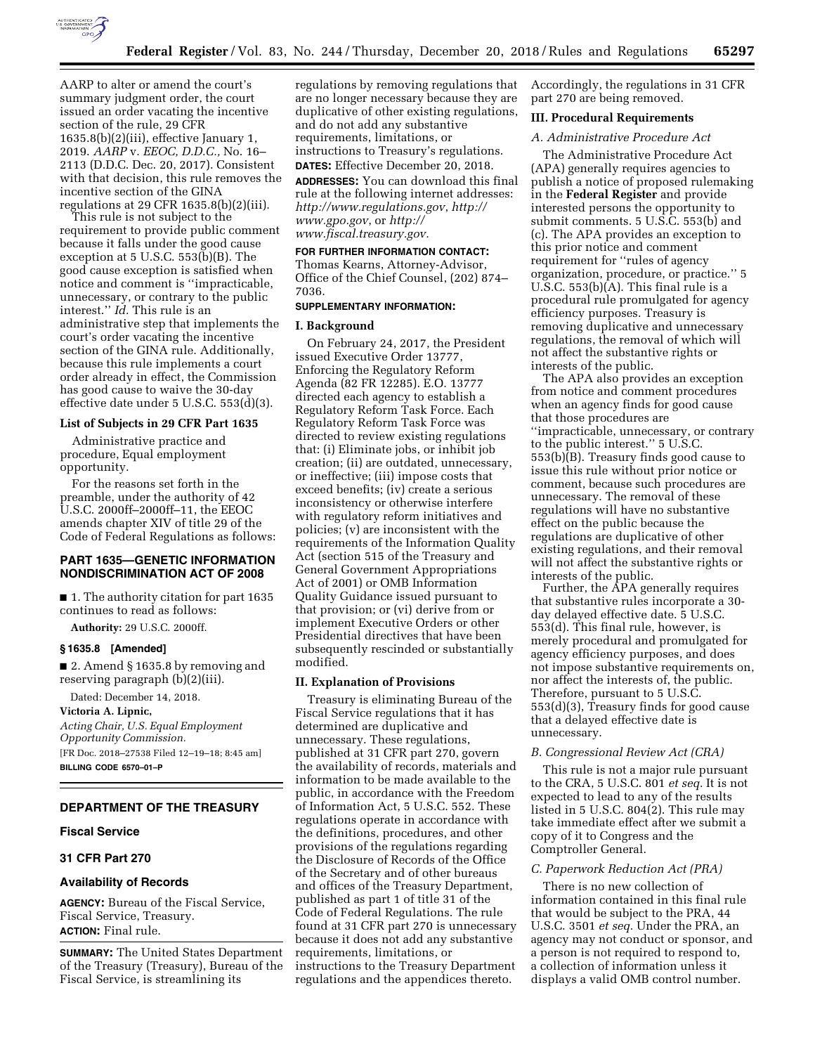AARP to alter or amend the court's summary judgment order, the court issued an order vacating the incentive section of the rule, 29 CFR 1635.8(b)(2)(iii), effective January 1, 2019. *AARP* v. *EEOC, D.D.C.,* No. 16–2113 (D.D.C. Dec. 20, 2017). Consistent with that decision, this rule removes the incentive section of the GINA regulations at 29 CFR 1635.8(b)(2)(iii).

This rule is not subject to the requirement to provide public comment because it falls under the good cause exception at 5 U.S.C. 553(b)(B). The good cause exception is satisfied when notice and comment is ''impracticable, unnecessary, or contrary to the public interest.'' *Id.* This rule is an administrative step that implements the court's order vacating the incentive section of the GINA rule. Additionally, because this rule implements a court order already in effect, the Commission has good cause to waive the 30-day effective date under 5 U.S.C. 553(d)(3).

**List of Subjects in 29 CFR Part 1635**

Administrative practice and procedure, Equal employment opportunity.

For the reasons set forth in the preamble, under the authority of 42 U.S.C. 2000ff–2000ff–11, the EEOC amends chapter XIV of title 29 of the Code of Federal Regulations as follows:

## PART 1635—GENETIC INFORMATION NONDISCRIMINATION ACT OF 2008

■ 1. The authority citation for part 1635 continues to read as follows:

**Authority:** 29 U.S.C. 2000ff.

**§ 1635.8 [Amended]**

■ 2. Amend § 1635.8 by removing and reserving paragraph (b)(2)(iii).

Dated: December 14, 2018.

**Victoria A. Lipnic,**

*Acting Chair, U.S. Equal Employment Opportunity Commission.*

[FR Doc. 2018–27538 Filed 12–19–18; 8:45 am]

**BILLING CODE 6570–01–P**

## DEPARTMENT OF THE TREASURY

### Fiscal Service

### 31 CFR Part 270

### Availability of Records

**AGENCY:** Bureau of the Fiscal Service, Fiscal Service, Treasury.

**ACTION:** Final rule.

**SUMMARY:** The United States Department of the Treasury (Treasury), Bureau of the Fiscal Service, is streamlining its regulations by removing regulations that are no longer necessary because they are duplicative of other existing regulations, and do not add any substantive requirements, limitations, or instructions to Treasury's regulations.

**DATES:** Effective December 20, 2018.

**ADDRESSES:** You can download this final rule at the following internet addresses: *http://www.regulations.gov*, *http://www.gpo.gov*, or *http://www.fiscal.treasury.gov.*

**FOR FURTHER INFORMATION CONTACT:** Thomas Kearns, Attorney-Advisor, Office of the Chief Counsel, (202) 874–7036.

**SUPPLEMENTARY INFORMATION:**

**I. Background**

On February 24, 2017, the President issued Executive Order 13777, Enforcing the Regulatory Reform Agenda (82 FR 12285). E.O. 13777 directed each agency to establish a Regulatory Reform Task Force. Each Regulatory Reform Task Force was directed to review existing regulations that: (i) Eliminate jobs, or inhibit job creation; (ii) are outdated, unnecessary, or ineffective; (iii) impose costs that exceed benefits; (iv) create a serious inconsistency or otherwise interfere with regulatory reform initiatives and policies; (v) are inconsistent with the requirements of the Information Quality Act (section 515 of the Treasury and General Government Appropriations Act of 2001) or OMB Information Quality Guidance issued pursuant to that provision; or (vi) derive from or implement Executive Orders or other Presidential directives that have been subsequently rescinded or substantially modified.

**II. Explanation of Provisions**

Treasury is eliminating Bureau of the Fiscal Service regulations that it has determined are duplicative and unnecessary. These regulations, published at 31 CFR part 270, govern the availability of records, materials and information to be made available to the public, in accordance with the Freedom of Information Act, 5 U.S.C. 552. These regulations operate in accordance with the definitions, procedures, and other provisions of the regulations regarding the Disclosure of Records of the Office of the Secretary and of other bureaus and offices of the Treasury Department, published as part 1 of title 31 of the Code of Federal Regulations. The rule found at 31 CFR part 270 is unnecessary because it does not add any substantive requirements, limitations, or instructions to the Treasury Department regulations and the appendices thereto. Accordingly, the regulations in 31 CFR part 270 are being removed.

**III. Procedural Requirements**

*A. Administrative Procedure Act*

The Administrative Procedure Act (APA) generally requires agencies to publish a notice of proposed rulemaking in the **Federal Register** and provide interested persons the opportunity to submit comments. 5 U.S.C. 553(b) and (c). The APA provides an exception to this prior notice and comment requirement for ''rules of agency organization, procedure, or practice.'' 5 U.S.C. 553(b)(A). This final rule is a procedural rule promulgated for agency efficiency purposes. Treasury is removing duplicative and unnecessary regulations, the removal of which will not affect the substantive rights or interests of the public.

The APA also provides an exception from notice and comment procedures when an agency finds for good cause that those procedures are ''impracticable, unnecessary, or contrary to the public interest.'' 5 U.S.C. 553(b)(B). Treasury finds good cause to issue this rule without prior notice or comment, because such procedures are unnecessary. The removal of these regulations will have no substantive effect on the public because the regulations are duplicative of other existing regulations, and their removal will not affect the substantive rights or interests of the public.

Further, the APA generally requires that substantive rules incorporate a 30-day delayed effective date. 5 U.S.C. 553(d). This final rule, however, is merely procedural and promulgated for agency efficiency purposes, and does not impose substantive requirements on, nor affect the interests of, the public. Therefore, pursuant to 5 U.S.C. 553(d)(3), Treasury finds for good cause that a delayed effective date is unnecessary.

*B. Congressional Review Act (CRA)*

This rule is not a major rule pursuant to the CRA, 5 U.S.C. 801 *et seq.* It is not expected to lead to any of the results listed in 5 U.S.C. 804(2). This rule may take immediate effect after we submit a copy of it to Congress and the Comptroller General.

*C. Paperwork Reduction Act (PRA)*

There is no new collection of information contained in this final rule that would be subject to the PRA, 44 U.S.C. 3501 *et seq.* Under the PRA, an agency may not conduct or sponsor, and a person is not required to respond to, a collection of information unless it displays a valid OMB control number.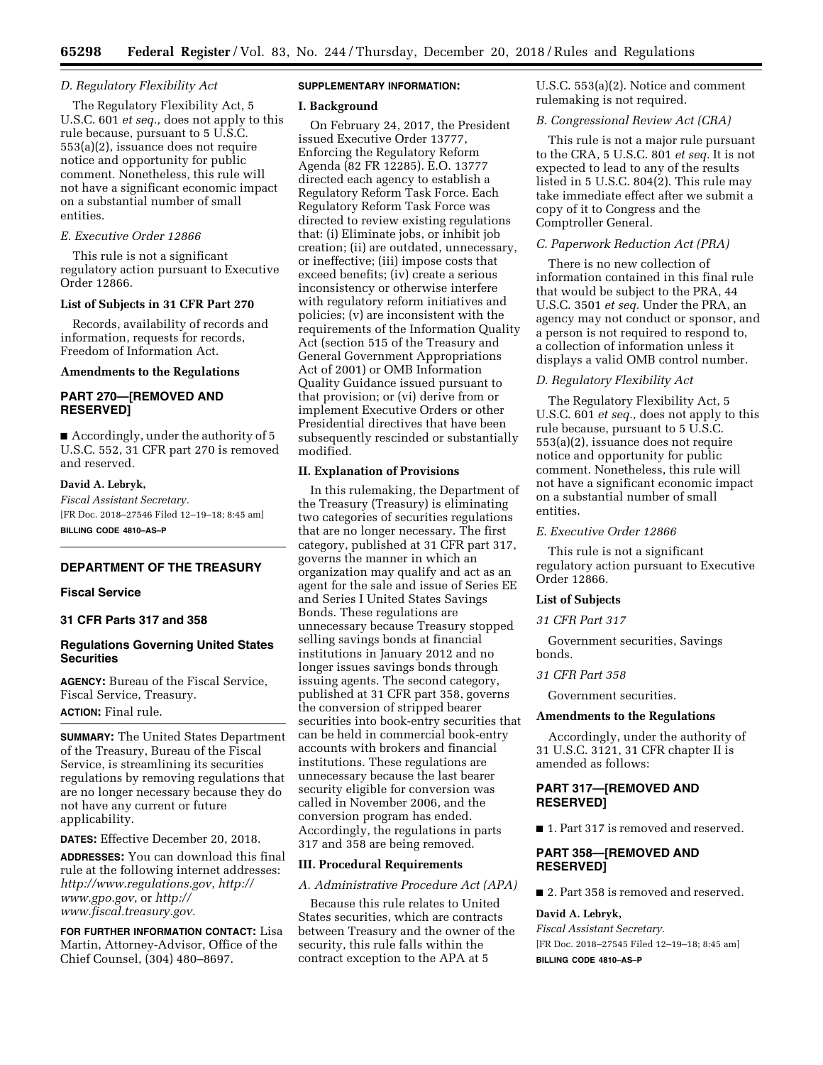### D. Regulatory Flexibility Act

The Regulatory Flexibility Act, 5 U.S.C. 601 *et seq.,* does not apply to this rule because, pursuant to 5 U.S.C. 553(a)(2), issuance does not require notice and opportunity for public comment. Nonetheless, this rule will not have a significant economic impact on a substantial number of small entities.

### E. Executive Order 12866

This rule is not a significant regulatory action pursuant to Executive Order 12866.

**List of Subjects in 31 CFR Part 270**

Records, availability of records and information, requests for records, Freedom of Information Act.

**Amendments to the Regulations**

## PART 270—[REMOVED AND RESERVED]

■ Accordingly, under the authority of 5 U.S.C. 552, 31 CFR part 270 is removed and reserved.

**David A. Lebryk,**

*Fiscal Assistant Secretary.*

[FR Doc. 2018–27546 Filed 12–19–18; 8:45 am]

**BILLING CODE 4810–AS–P**

---

## DEPARTMENT OF THE TREASURY

### Fiscal Service

### 31 CFR Parts 317 and 358

### Regulations Governing United States Securities

**AGENCY:** Bureau of the Fiscal Service, Fiscal Service, Treasury.

**ACTION:** Final rule.

**SUMMARY:** The United States Department of the Treasury, Bureau of the Fiscal Service, is streamlining its securities regulations by removing regulations that are no longer necessary because they do not have any current or future applicability.

**DATES:** Effective December 20, 2018.

**ADDRESSES:** You can download this final rule at the following internet addresses: *http://www.regulations.gov*, *http://www.gpo.gov*, or *http://www.fiscal.treasury.gov.*

**FOR FURTHER INFORMATION CONTACT:** Lisa Martin, Attorney-Advisor, Office of the Chief Counsel, (304) 480–8697.

**SUPPLEMENTARY INFORMATION:**

**I. Background**

On February 24, 2017, the President issued Executive Order 13777, Enforcing the Regulatory Reform Agenda (82 FR 12285). E.O. 13777 directed each agency to establish a Regulatory Reform Task Force. Each Regulatory Reform Task Force was directed to review existing regulations that: (i) Eliminate jobs, or inhibit job creation; (ii) are outdated, unnecessary, or ineffective; (iii) impose costs that exceed benefits; (iv) create a serious inconsistency or otherwise interfere with regulatory reform initiatives and policies; (v) are inconsistent with the requirements of the Information Quality Act (section 515 of the Treasury and General Government Appropriations Act of 2001) or OMB Information Quality Guidance issued pursuant to that provision; or (vi) derive from or implement Executive Orders or other Presidential directives that have been subsequently rescinded or substantially modified.

**II. Explanation of Provisions**

In this rulemaking, the Department of the Treasury (Treasury) is eliminating two categories of securities regulations that are no longer necessary. The first category, published at 31 CFR part 317, governs the manner in which an organization may qualify and act as an agent for the sale and issue of Series EE and Series I United States Savings Bonds. These regulations are unnecessary because Treasury stopped selling savings bonds at financial institutions in January 2012 and no longer issues savings bonds through issuing agents. The second category, published at 31 CFR part 358, governs the conversion of stripped bearer securities into book-entry securities that can be held in commercial book-entry accounts with brokers and financial institutions. These regulations are unnecessary because the last bearer security eligible for conversion was called in November 2006, and the conversion program has ended. Accordingly, the regulations in parts 317 and 358 are being removed.

**III. Procedural Requirements**

*A. Administrative Procedure Act (APA)*

Because this rule relates to United States securities, which are contracts between Treasury and the owner of the security, this rule falls within the contract exception to the APA at 5 U.S.C. 553(a)(2). Notice and comment rulemaking is not required.

*B. Congressional Review Act (CRA)*

This rule is not a major rule pursuant to the CRA, 5 U.S.C. 801 *et seq.* It is not expected to lead to any of the results listed in 5 U.S.C. 804(2). This rule may take immediate effect after we submit a copy of it to Congress and the Comptroller General.

*C. Paperwork Reduction Act (PRA)*

There is no new collection of information contained in this final rule that would be subject to the PRA, 44 U.S.C. 3501 *et seq.* Under the PRA, an agency may not conduct or sponsor, and a person is not required to respond to, a collection of information unless it displays a valid OMB control number.

*D. Regulatory Flexibility Act*

The Regulatory Flexibility Act, 5 U.S.C. 601 *et seq.,* does not apply to this rule because, pursuant to 5 U.S.C. 553(a)(2), issuance does not require notice and opportunity for public comment. Nonetheless, this rule will not have a significant economic impact on a substantial number of small entities.

*E. Executive Order 12866*

This rule is not a significant regulatory action pursuant to Executive Order 12866.

**List of Subjects**

*31 CFR Part 317*

Government securities, Savings bonds.

*31 CFR Part 358*

Government securities.

**Amendments to the Regulations**

Accordingly, under the authority of 31 U.S.C. 3121, 31 CFR chapter II is amended as follows:

## PART 317—[REMOVED AND RESERVED]

■ 1. Part 317 is removed and reserved.

## PART 358—[REMOVED AND RESERVED]

■ 2. Part 358 is removed and reserved.

**David A. Lebryk,**

*Fiscal Assistant Secretary.*

[FR Doc. 2018–27545 Filed 12–19–18; 8:45 am]

**BILLING CODE 4810–AS–P**